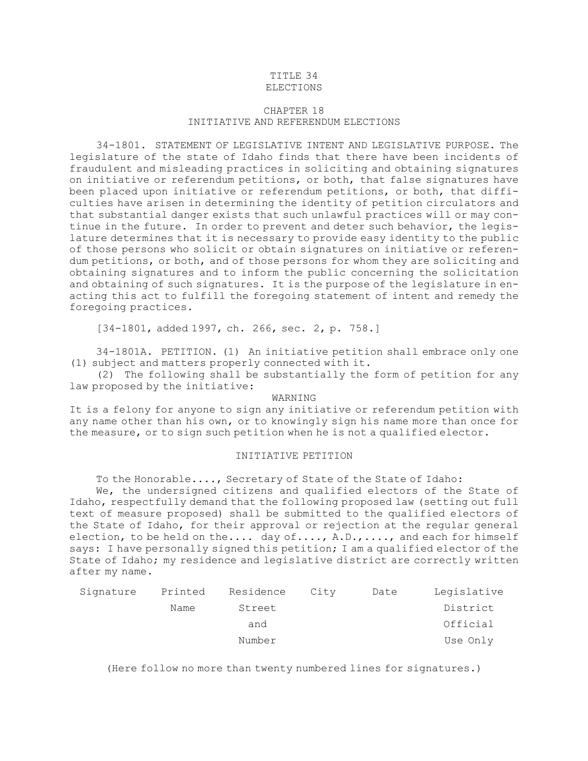# TITLE 34
# ELECTIONS

## CHAPTER 18
## INITIATIVE AND REFERENDUM ELECTIONS

34-1801. STATEMENT OF LEGISLATIVE INTENT AND LEGISLATIVE PURPOSE. The legislature of the state of Idaho finds that there have been incidents of fraudulent and misleading practices in soliciting and obtaining signatures on initiative or referendum petitions, or both, that false signatures have been placed upon initiative or referendum petitions, or both, that difficulties have arisen in determining the identity of petition circulators and that substantial danger exists that such unlawful practices will or may continue in the future. In order to prevent and deter such behavior, the legislature determines that it is necessary to provide easy identity to the public of those persons who solicit or obtain signatures on initiative or referendum petitions, or both, and of those persons for whom they are soliciting and obtaining signatures and to inform the public concerning the solicitation and obtaining of such signatures. It is the purpose of the legislature in enacting this act to fulfill the foregoing statement of intent and remedy the foregoing practices.

[34-1801, added 1997, ch. 266, sec. 2, p. 758.]

34-1801A. PETITION. (1) An initiative petition shall embrace only one (1) subject and matters properly connected with it.

(2) The following shall be substantially the form of petition for any law proposed by the initiative:

WARNING

It is a felony for anyone to sign any initiative or referendum petition with any name other than his own, or to knowingly sign his name more than once for the measure, or to sign such petition when he is not a qualified elector.

INITIATIVE PETITION

To the Honorable...., Secretary of State of the State of Idaho:

We, the undersigned citizens and qualified electors of the State of Idaho, respectfully demand that the following proposed law (setting out full text of measure proposed) shall be submitted to the qualified electors of the State of Idaho, for their approval or rejection at the regular general election, to be held on the.... day of...., A.D.,...., and each for himself says: I have personally signed this petition; I am a qualified elector of the State of Idaho; my residence and legislative district are correctly written after my name.

| Signature | Printed Name | Residence Street and Number | City | Date | Legislative District Official Use Only |
|---|---|---|---|---|---|

(Here follow no more than twenty numbered lines for signatures.)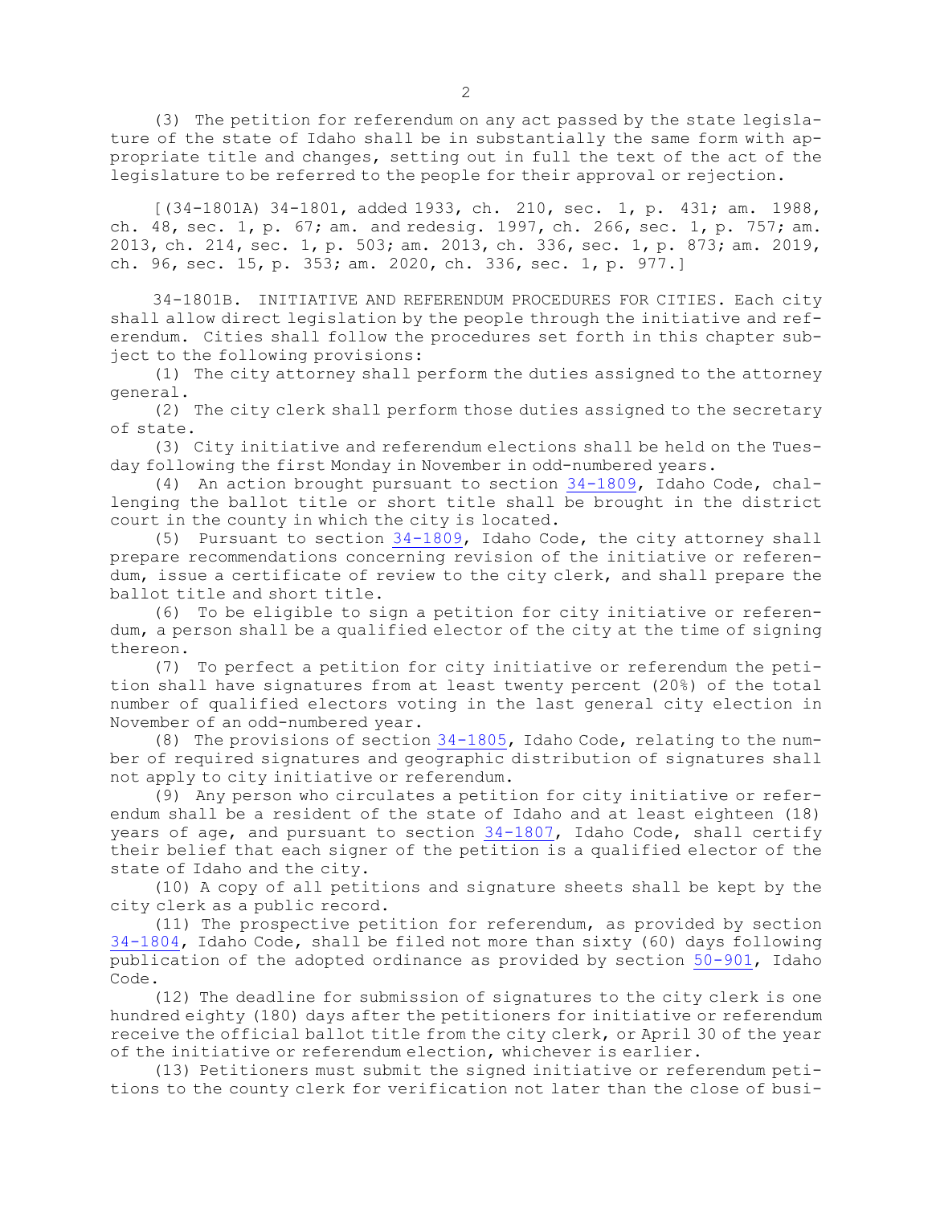(3) The petition for referendum on any act passed by the state legislature of the state of Idaho shall be in substantially the same form with appropriate title and changes, setting out in full the text of the act of the legislature to be referred to the people for their approval or rejection.

[(34-1801A) 34-1801, added 1933, ch. 210, sec. 1, p. 431; am. 1988, ch. 48, sec. 1, p. 67; am. and redesig. 1997, ch. 266, sec. 1, p. 757; am. 2013, ch. 214, sec. 1, p. 503; am. 2013, ch. 336, sec. 1, p. 873; am. 2019, ch. 96, sec. 15, p. 353; am. 2020, ch. 336, sec. 1, p. 977.]

34-1801B. INITIATIVE AND REFERENDUM PROCEDURES FOR CITIES. Each city shall allow direct legislation by the people through the initiative and referendum. Cities shall follow the procedures set forth in this chapter subject to the following provisions:

(1) The city attorney shall perform the duties assigned to the attorney general.

(2) The city clerk shall perform those duties assigned to the secretary of state.

(3) City initiative and referendum elections shall be held on the Tuesday following the first Monday in November in odd-numbered years.

(4) An action brought pursuant to section 34-1809, Idaho Code, challenging the ballot title or short title shall be brought in the district court in the county in which the city is located.

(5) Pursuant to section 34-1809, Idaho Code, the city attorney shall prepare recommendations concerning revision of the initiative or referendum, issue a certificate of review to the city clerk, and shall prepare the ballot title and short title.

(6) To be eligible to sign a petition for city initiative or referendum, a person shall be a qualified elector of the city at the time of signing thereon.

(7) To perfect a petition for city initiative or referendum the petition shall have signatures from at least twenty percent (20%) of the total number of qualified electors voting in the last general city election in November of an odd-numbered year.

(8) The provisions of section 34-1805, Idaho Code, relating to the number of required signatures and geographic distribution of signatures shall not apply to city initiative or referendum.

(9) Any person who circulates a petition for city initiative or referendum shall be a resident of the state of Idaho and at least eighteen (18) years of age, and pursuant to section 34-1807, Idaho Code, shall certify their belief that each signer of the petition is a qualified elector of the state of Idaho and the city.

(10) A copy of all petitions and signature sheets shall be kept by the city clerk as a public record.

(11) The prospective petition for referendum, as provided by section 34-1804, Idaho Code, shall be filed not more than sixty (60) days following publication of the adopted ordinance as provided by section 50-901, Idaho Code.

(12) The deadline for submission of signatures to the city clerk is one hundred eighty (180) days after the petitioners for initiative or referendum receive the official ballot title from the city clerk, or April 30 of the year of the initiative or referendum election, whichever is earlier.

(13) Petitioners must submit the signed initiative or referendum petitions to the county clerk for verification not later than the close of busi-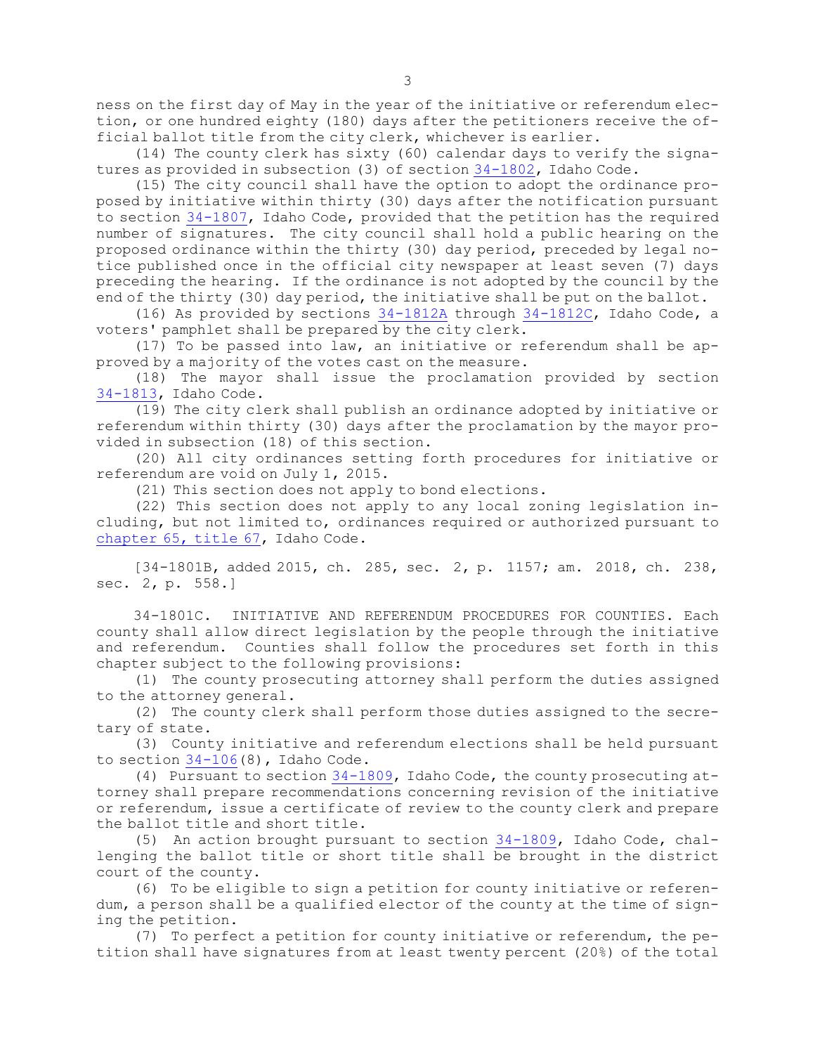ness on the first day of May in the year of the initiative or referendum election, or one hundred eighty (180) days after the petitioners receive the official ballot title from the city clerk, whichever is earlier.

(14) The county clerk has sixty (60) calendar days to verify the signatures as provided in subsection (3) of section 34-1802, Idaho Code.

(15) The city council shall have the option to adopt the ordinance proposed by initiative within thirty (30) days after the notification pursuant to section 34-1807, Idaho Code, provided that the petition has the required number of signatures. The city council shall hold a public hearing on the proposed ordinance within the thirty (30) day period, preceded by legal notice published once in the official city newspaper at least seven (7) days preceding the hearing. If the ordinance is not adopted by the council by the end of the thirty (30) day period, the initiative shall be put on the ballot.

(16) As provided by sections 34-1812A through 34-1812C, Idaho Code, a voters' pamphlet shall be prepared by the city clerk.

(17) To be passed into law, an initiative or referendum shall be approved by a majority of the votes cast on the measure.

(18) The mayor shall issue the proclamation provided by section 34-1813, Idaho Code.

(19) The city clerk shall publish an ordinance adopted by initiative or referendum within thirty (30) days after the proclamation by the mayor provided in subsection (18) of this section.

(20) All city ordinances setting forth procedures for initiative or referendum are void on July 1, 2015.

(21) This section does not apply to bond elections.

(22) This section does not apply to any local zoning legislation including, but not limited to, ordinances required or authorized pursuant to chapter 65, title 67, Idaho Code.

[34-1801B, added 2015, ch. 285, sec. 2, p. 1157; am. 2018, ch. 238, sec. 2, p. 558.]

34-1801C. INITIATIVE AND REFERENDUM PROCEDURES FOR COUNTIES. Each county shall allow direct legislation by the people through the initiative and referendum. Counties shall follow the procedures set forth in this chapter subject to the following provisions:

(1) The county prosecuting attorney shall perform the duties assigned to the attorney general.

(2) The county clerk shall perform those duties assigned to the secretary of state.

(3) County initiative and referendum elections shall be held pursuant to section 34-106(8), Idaho Code.

(4) Pursuant to section 34-1809, Idaho Code, the county prosecuting attorney shall prepare recommendations concerning revision of the initiative or referendum, issue a certificate of review to the county clerk and prepare the ballot title and short title.

(5) An action brought pursuant to section 34-1809, Idaho Code, challenging the ballot title or short title shall be brought in the district court of the county.

(6) To be eligible to sign a petition for county initiative or referendum, a person shall be a qualified elector of the county at the time of signing the petition.

(7) To perfect a petition for county initiative or referendum, the petition shall have signatures from at least twenty percent (20%) of the total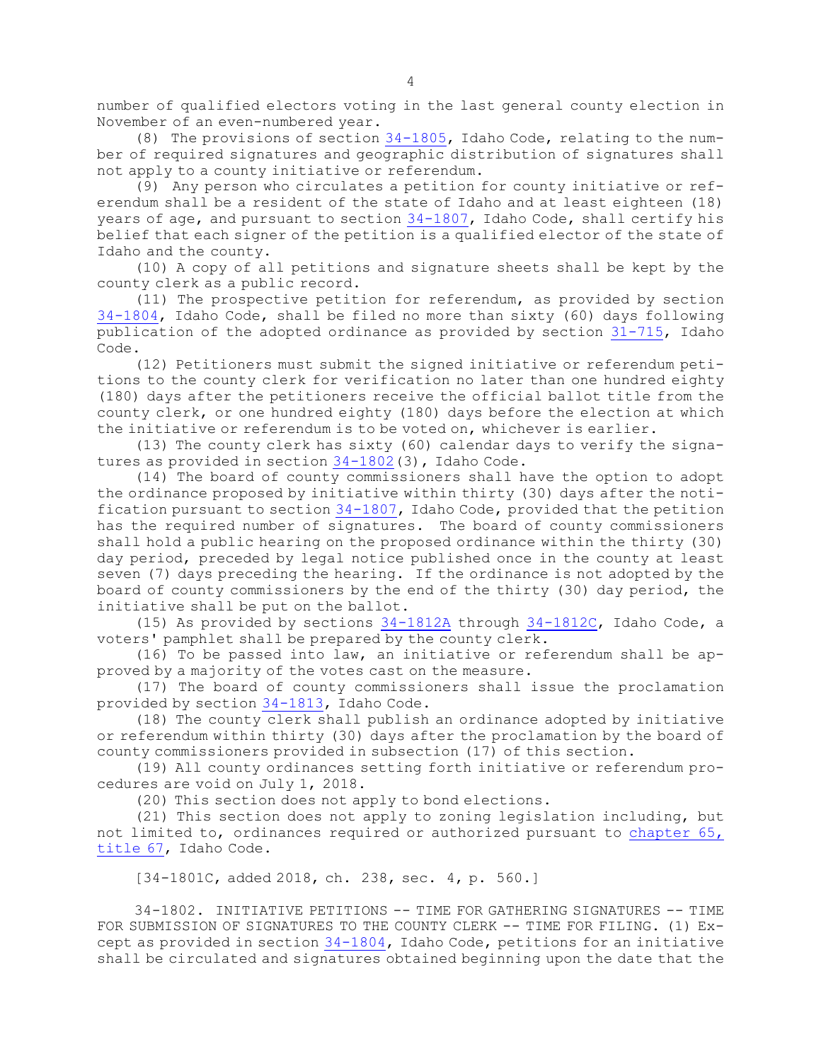number of qualified electors voting in the last general county election in November of an even-numbered year.

(8) The provisions of section 34-1805, Idaho Code, relating to the number of required signatures and geographic distribution of signatures shall not apply to a county initiative or referendum.

(9) Any person who circulates a petition for county initiative or referendum shall be a resident of the state of Idaho and at least eighteen (18) years of age, and pursuant to section 34-1807, Idaho Code, shall certify his belief that each signer of the petition is a qualified elector of the state of Idaho and the county.

(10) A copy of all petitions and signature sheets shall be kept by the county clerk as a public record.

(11) The prospective petition for referendum, as provided by section 34-1804, Idaho Code, shall be filed no more than sixty (60) days following publication of the adopted ordinance as provided by section 31-715, Idaho Code.

(12) Petitioners must submit the signed initiative or referendum petitions to the county clerk for verification no later than one hundred eighty (180) days after the petitioners receive the official ballot title from the county clerk, or one hundred eighty (180) days before the election at which the initiative or referendum is to be voted on, whichever is earlier.

(13) The county clerk has sixty (60) calendar days to verify the signatures as provided in section 34-1802(3), Idaho Code.

(14) The board of county commissioners shall have the option to adopt the ordinance proposed by initiative within thirty (30) days after the notification pursuant to section 34-1807, Idaho Code, provided that the petition has the required number of signatures. The board of county commissioners shall hold a public hearing on the proposed ordinance within the thirty (30) day period, preceded by legal notice published once in the county at least seven (7) days preceding the hearing. If the ordinance is not adopted by the board of county commissioners by the end of the thirty (30) day period, the initiative shall be put on the ballot.

(15) As provided by sections 34-1812A through 34-1812C, Idaho Code, a voters' pamphlet shall be prepared by the county clerk.

(16) To be passed into law, an initiative or referendum shall be approved by a majority of the votes cast on the measure.

(17) The board of county commissioners shall issue the proclamation provided by section 34-1813, Idaho Code.

(18) The county clerk shall publish an ordinance adopted by initiative or referendum within thirty (30) days after the proclamation by the board of county commissioners provided in subsection (17) of this section.

(19) All county ordinances setting forth initiative or referendum procedures are void on July 1, 2018.

(20) This section does not apply to bond elections.

(21) This section does not apply to zoning legislation including, but not limited to, ordinances required or authorized pursuant to chapter 65, title 67, Idaho Code.

[34-1801C, added 2018, ch. 238, sec. 4, p. 560.]

34-1802. INITIATIVE PETITIONS -- TIME FOR GATHERING SIGNATURES -- TIME FOR SUBMISSION OF SIGNATURES TO THE COUNTY CLERK -- TIME FOR FILING. (1) Except as provided in section 34-1804, Idaho Code, petitions for an initiative shall be circulated and signatures obtained beginning upon the date that the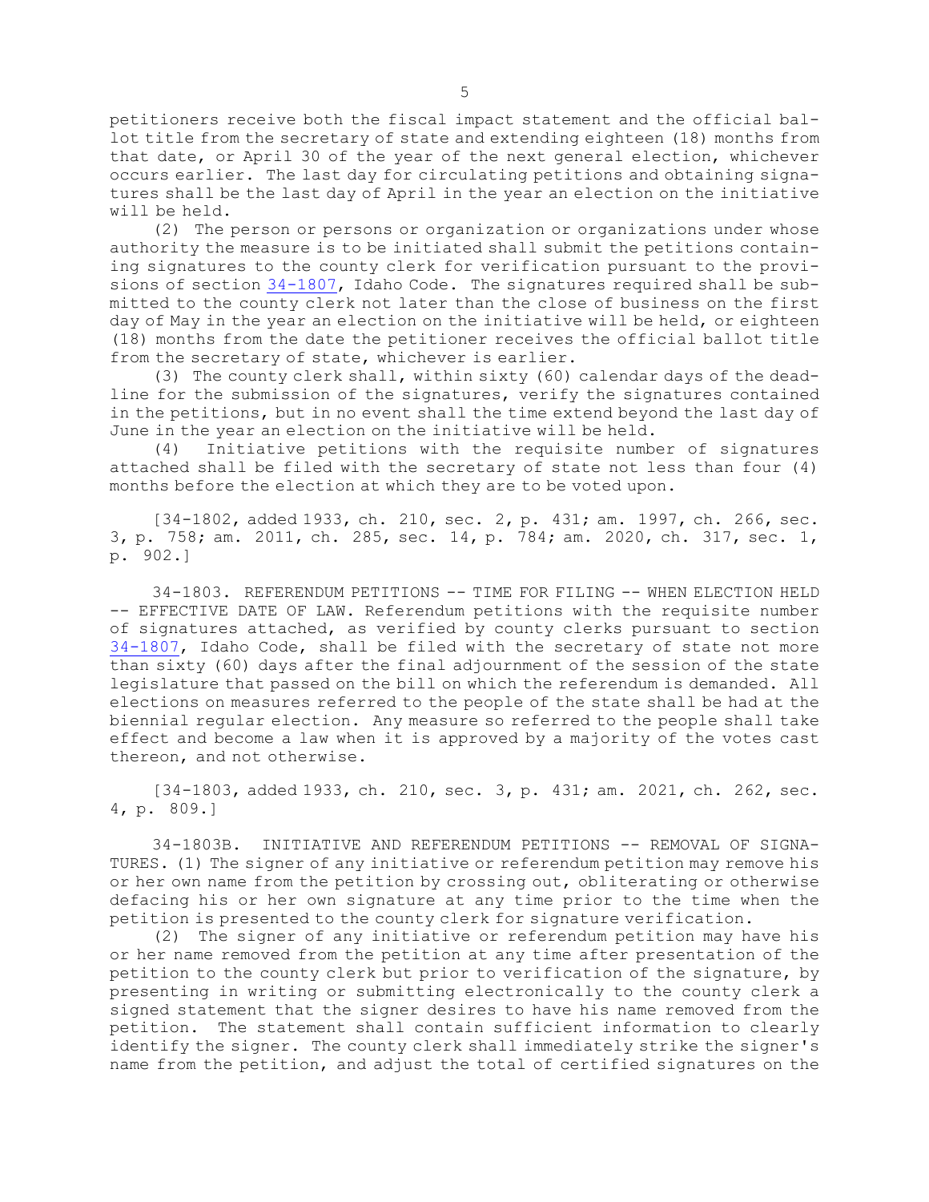petitioners receive both the fiscal impact statement and the official ballot title from the secretary of state and extending eighteen (18) months from that date, or April 30 of the year of the next general election, whichever occurs earlier. The last day for circulating petitions and obtaining signatures shall be the last day of April in the year an election on the initiative will be held.

(2) The person or persons or organization or organizations under whose authority the measure is to be initiated shall submit the petitions containing signatures to the county clerk for verification pursuant to the provisions of section 34-1807, Idaho Code. The signatures required shall be submitted to the county clerk not later than the close of business on the first day of May in the year an election on the initiative will be held, or eighteen (18) months from the date the petitioner receives the official ballot title from the secretary of state, whichever is earlier.

(3) The county clerk shall, within sixty (60) calendar days of the deadline for the submission of the signatures, verify the signatures contained in the petitions, but in no event shall the time extend beyond the last day of June in the year an election on the initiative will be held.

(4) Initiative petitions with the requisite number of signatures attached shall be filed with the secretary of state not less than four (4) months before the election at which they are to be voted upon.

[34-1802, added 1933, ch. 210, sec. 2, p. 431; am. 1997, ch. 266, sec. 3, p. 758; am. 2011, ch. 285, sec. 14, p. 784; am. 2020, ch. 317, sec. 1, p. 902.]

34-1803. REFERENDUM PETITIONS -- TIME FOR FILING -- WHEN ELECTION HELD -- EFFECTIVE DATE OF LAW. Referendum petitions with the requisite number of signatures attached, as verified by county clerks pursuant to section 34-1807, Idaho Code, shall be filed with the secretary of state not more than sixty (60) days after the final adjournment of the session of the state legislature that passed on the bill on which the referendum is demanded. All elections on measures referred to the people of the state shall be had at the biennial regular election. Any measure so referred to the people shall take effect and become a law when it is approved by a majority of the votes cast thereon, and not otherwise.

[34-1803, added 1933, ch. 210, sec. 3, p. 431; am. 2021, ch. 262, sec. 4, p. 809.]

34-1803B. INITIATIVE AND REFERENDUM PETITIONS -- REMOVAL OF SIGNATURES. (1) The signer of any initiative or referendum petition may remove his or her own name from the petition by crossing out, obliterating or otherwise defacing his or her own signature at any time prior to the time when the petition is presented to the county clerk for signature verification.

(2) The signer of any initiative or referendum petition may have his or her name removed from the petition at any time after presentation of the petition to the county clerk but prior to verification of the signature, by presenting in writing or submitting electronically to the county clerk a signed statement that the signer desires to have his name removed from the petition. The statement shall contain sufficient information to clearly identify the signer. The county clerk shall immediately strike the signer's name from the petition, and adjust the total of certified signatures on the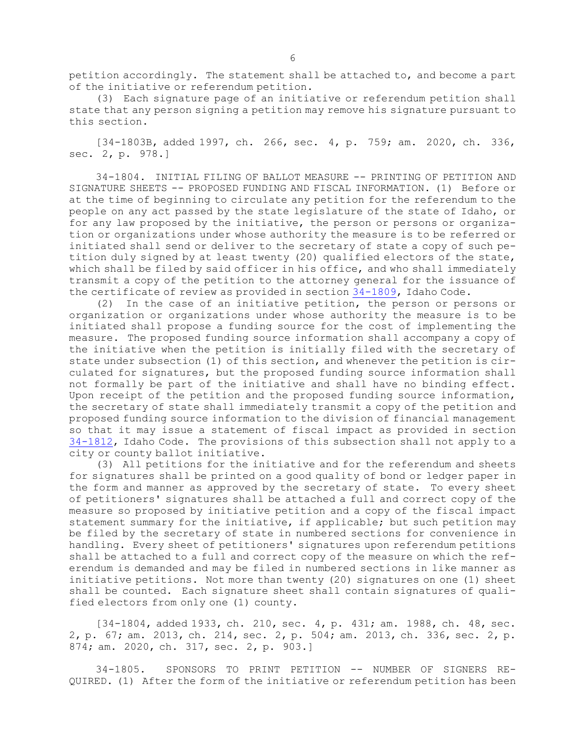petition accordingly. The statement shall be attached to, and become a part of the initiative or referendum petition.

(3) Each signature page of an initiative or referendum petition shall state that any person signing a petition may remove his signature pursuant to this section.

[34-1803B, added 1997, ch. 266, sec. 4, p. 759; am. 2020, ch. 336, sec. 2, p. 978.]

34-1804. INITIAL FILING OF BALLOT MEASURE -- PRINTING OF PETITION AND SIGNATURE SHEETS -- PROPOSED FUNDING AND FISCAL INFORMATION. (1) Before or at the time of beginning to circulate any petition for the referendum to the people on any act passed by the state legislature of the state of Idaho, or for any law proposed by the initiative, the person or persons or organization or organizations under whose authority the measure is to be referred or initiated shall send or deliver to the secretary of state a copy of such petition duly signed by at least twenty (20) qualified electors of the state, which shall be filed by said officer in his office, and who shall immediately transmit a copy of the petition to the attorney general for the issuance of the certificate of review as provided in section 34-1809, Idaho Code.

(2) In the case of an initiative petition, the person or persons or organization or organizations under whose authority the measure is to be initiated shall propose a funding source for the cost of implementing the measure. The proposed funding source information shall accompany a copy of the initiative when the petition is initially filed with the secretary of state under subsection (1) of this section, and whenever the petition is circulated for signatures, but the proposed funding source information shall not formally be part of the initiative and shall have no binding effect. Upon receipt of the petition and the proposed funding source information, the secretary of state shall immediately transmit a copy of the petition and proposed funding source information to the division of financial management so that it may issue a statement of fiscal impact as provided in section 34-1812, Idaho Code. The provisions of this subsection shall not apply to a city or county ballot initiative.

(3) All petitions for the initiative and for the referendum and sheets for signatures shall be printed on a good quality of bond or ledger paper in the form and manner as approved by the secretary of state. To every sheet of petitioners' signatures shall be attached a full and correct copy of the measure so proposed by initiative petition and a copy of the fiscal impact statement summary for the initiative, if applicable; but such petition may be filed by the secretary of state in numbered sections for convenience in handling. Every sheet of petitioners' signatures upon referendum petitions shall be attached to a full and correct copy of the measure on which the referendum is demanded and may be filed in numbered sections in like manner as initiative petitions. Not more than twenty (20) signatures on one (1) sheet shall be counted. Each signature sheet shall contain signatures of qualified electors from only one (1) county.

[34-1804, added 1933, ch. 210, sec. 4, p. 431; am. 1988, ch. 48, sec. 2, p. 67; am. 2013, ch. 214, sec. 2, p. 504; am. 2013, ch. 336, sec. 2, p. 874; am. 2020, ch. 317, sec. 2, p. 903.]

34-1805. SPONSORS TO PRINT PETITION -- NUMBER OF SIGNERS REQUIRED. (1) After the form of the initiative or referendum petition has been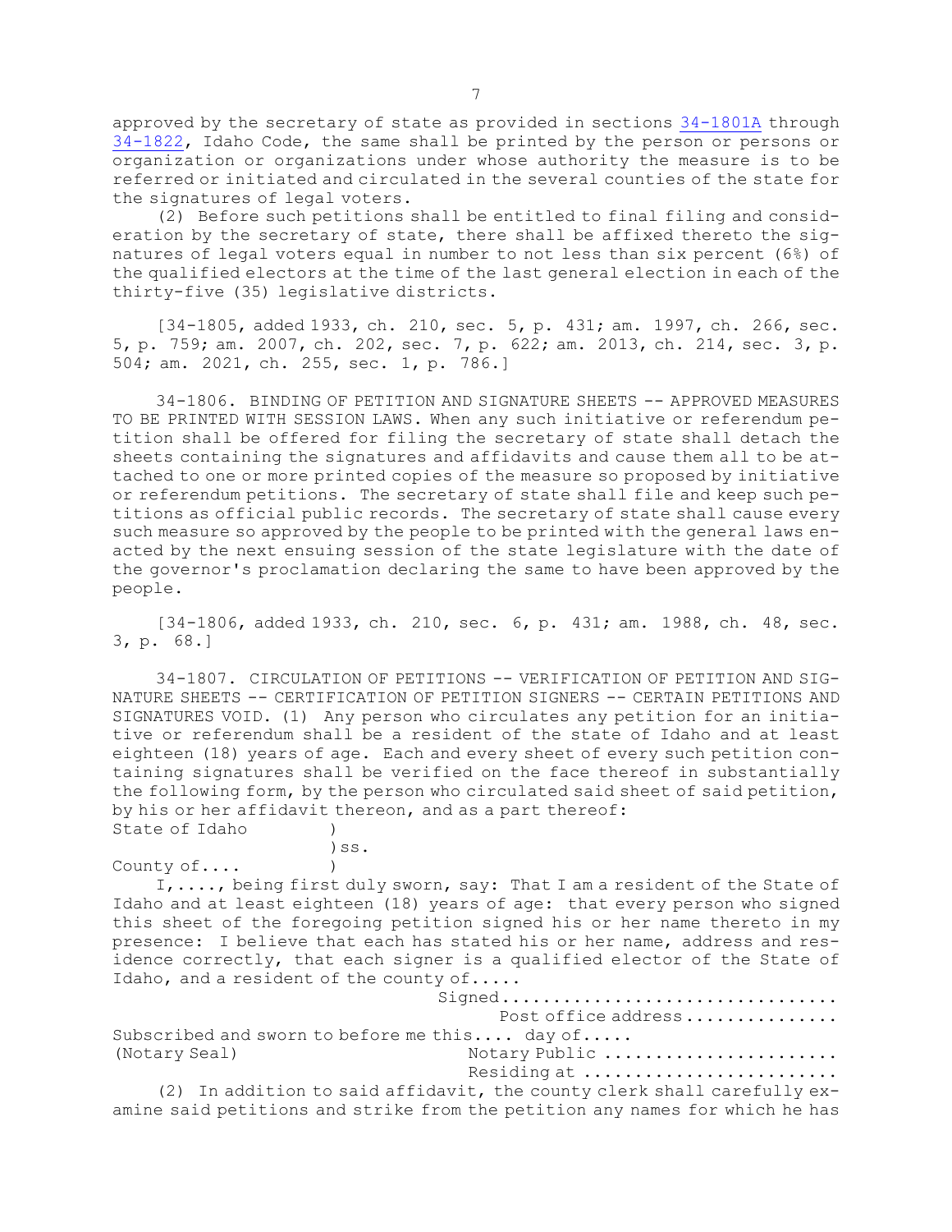approved by the secretary of state as provided in sections 34-1801A through 34-1822, Idaho Code, the same shall be printed by the person or persons or organization or organizations under whose authority the measure is to be referred or initiated and circulated in the several counties of the state for the signatures of legal voters.

(2) Before such petitions shall be entitled to final filing and consideration by the secretary of state, there shall be affixed thereto the signatures of legal voters equal in number to not less than six percent (6%) of the qualified electors at the time of the last general election in each of the thirty-five (35) legislative districts.

[34-1805, added 1933, ch. 210, sec. 5, p. 431; am. 1997, ch. 266, sec. 5, p. 759; am. 2007, ch. 202, sec. 7, p. 622; am. 2013, ch. 214, sec. 3, p. 504; am. 2021, ch. 255, sec. 1, p. 786.]

34-1806. BINDING OF PETITION AND SIGNATURE SHEETS -- APPROVED MEASURES TO BE PRINTED WITH SESSION LAWS. When any such initiative or referendum petition shall be offered for filing the secretary of state shall detach the sheets containing the signatures and affidavits and cause them all to be attached to one or more printed copies of the measure so proposed by initiative or referendum petitions. The secretary of state shall file and keep such petitions as official public records. The secretary of state shall cause every such measure so approved by the people to be printed with the general laws enacted by the next ensuing session of the state legislature with the date of the governor's proclamation declaring the same to have been approved by the people.

[34-1806, added 1933, ch. 210, sec. 6, p. 431; am. 1988, ch. 48, sec. 3, p. 68.]

34-1807. CIRCULATION OF PETITIONS -- VERIFICATION OF PETITION AND SIGNATURE SHEETS -- CERTIFICATION OF PETITION SIGNERS -- CERTAIN PETITIONS AND SIGNATURES VOID. (1) Any person who circulates any petition for an initiative or referendum shall be a resident of the state of Idaho and at least eighteen (18) years of age. Each and every sheet of every such petition containing signatures shall be verified on the face thereof in substantially the following form, by the person who circulated said sheet of said petition, by his or her affidavit thereon, and as a part thereof:

State of Idaho )
)ss.
County of.... )

I,...., being first duly sworn, say: That I am a resident of the State of Idaho and at least eighteen (18) years of age: that every person who signed this sheet of the foregoing petition signed his or her name thereto in my presence: I believe that each has stated his or her name, address and residence correctly, that each signer is a qualified elector of the State of Idaho, and a resident of the county of.....

Signed................................
Post office address...............

Subscribed and sworn to before me this.... day of.....

(Notary Seal) Notary Public ......................
Residing at ........................

(2) In addition to said affidavit, the county clerk shall carefully examine said petitions and strike from the petition any names for which he has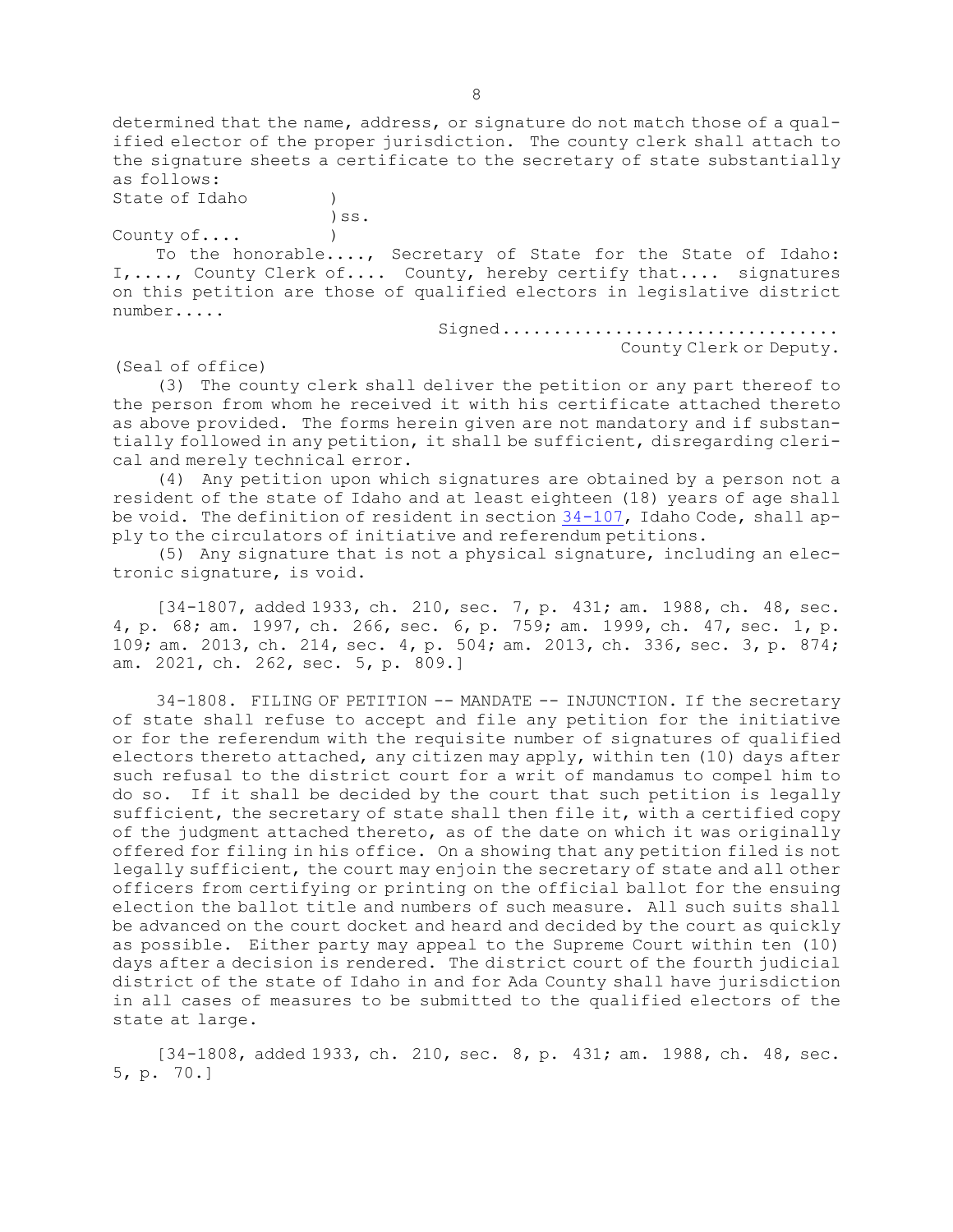determined that the name, address, or signature do not match those of a qualified elector of the proper jurisdiction. The county clerk shall attach to the signature sheets a certificate to the secretary of state substantially as follows:

```
State of Idaho         )
                       )ss.
County of....          )
```

To the honorable...., Secretary of State for the State of Idaho: I,...., County Clerk of.... County, hereby certify that.... signatures on this petition are those of qualified electors in legislative district number.....

Signed................................
County Clerk or Deputy.

(Seal of office)

(3) The county clerk shall deliver the petition or any part thereof to the person from whom he received it with his certificate attached thereto as above provided. The forms herein given are not mandatory and if substantially followed in any petition, it shall be sufficient, disregarding clerical and merely technical error.

(4) Any petition upon which signatures are obtained by a person not a resident of the state of Idaho and at least eighteen (18) years of age shall be void. The definition of resident in section 34-107, Idaho Code, shall apply to the circulators of initiative and referendum petitions.

(5) Any signature that is not a physical signature, including an electronic signature, is void.

[34-1807, added 1933, ch. 210, sec. 7, p. 431; am. 1988, ch. 48, sec. 4, p. 68; am. 1997, ch. 266, sec. 6, p. 759; am. 1999, ch. 47, sec. 1, p. 109; am. 2013, ch. 214, sec. 4, p. 504; am. 2013, ch. 336, sec. 3, p. 874; am. 2021, ch. 262, sec. 5, p. 809.]

34-1808. FILING OF PETITION -- MANDATE -- INJUNCTION. If the secretary of state shall refuse to accept and file any petition for the initiative or for the referendum with the requisite number of signatures of qualified electors thereto attached, any citizen may apply, within ten (10) days after such refusal to the district court for a writ of mandamus to compel him to do so. If it shall be decided by the court that such petition is legally sufficient, the secretary of state shall then file it, with a certified copy of the judgment attached thereto, as of the date on which it was originally offered for filing in his office. On a showing that any petition filed is not legally sufficient, the court may enjoin the secretary of state and all other officers from certifying or printing on the official ballot for the ensuing election the ballot title and numbers of such measure. All such suits shall be advanced on the court docket and heard and decided by the court as quickly as possible. Either party may appeal to the Supreme Court within ten (10) days after a decision is rendered. The district court of the fourth judicial district of the state of Idaho in and for Ada County shall have jurisdiction in all cases of measures to be submitted to the qualified electors of the state at large.

[34-1808, added 1933, ch. 210, sec. 8, p. 431; am. 1988, ch. 48, sec. 5, p. 70.]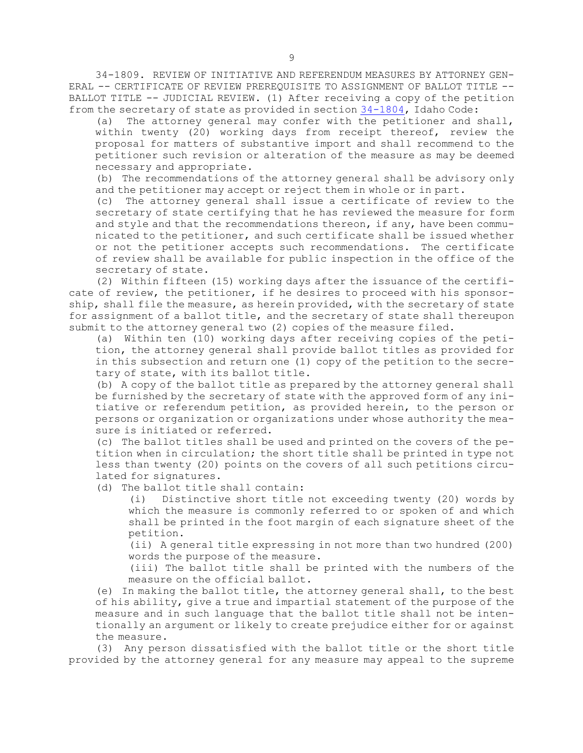34-1809. REVIEW OF INITIATIVE AND REFERENDUM MEASURES BY ATTORNEY GENERAL -- CERTIFICATE OF REVIEW PREREQUISITE TO ASSIGNMENT OF BALLOT TITLE -- BALLOT TITLE -- JUDICIAL REVIEW. (1) After receiving a copy of the petition from the secretary of state as provided in section 34-1804, Idaho Code:

(a) The attorney general may confer with the petitioner and shall, within twenty (20) working days from receipt thereof, review the proposal for matters of substantive import and shall recommend to the petitioner such revision or alteration of the measure as may be deemed necessary and appropriate.

(b) The recommendations of the attorney general shall be advisory only and the petitioner may accept or reject them in whole or in part.

(c) The attorney general shall issue a certificate of review to the secretary of state certifying that he has reviewed the measure for form and style and that the recommendations thereon, if any, have been communicated to the petitioner, and such certificate shall be issued whether or not the petitioner accepts such recommendations. The certificate of review shall be available for public inspection in the office of the secretary of state.

(2) Within fifteen (15) working days after the issuance of the certificate of review, the petitioner, if he desires to proceed with his sponsorship, shall file the measure, as herein provided, with the secretary of state for assignment of a ballot title, and the secretary of state shall thereupon submit to the attorney general two (2) copies of the measure filed.

(a) Within ten (10) working days after receiving copies of the petition, the attorney general shall provide ballot titles as provided for in this subsection and return one (1) copy of the petition to the secretary of state, with its ballot title.

(b) A copy of the ballot title as prepared by the attorney general shall be furnished by the secretary of state with the approved form of any initiative or referendum petition, as provided herein, to the person or persons or organization or organizations under whose authority the measure is initiated or referred.

(c) The ballot titles shall be used and printed on the covers of the petition when in circulation; the short title shall be printed in type not less than twenty (20) points on the covers of all such petitions circulated for signatures.

(d) The ballot title shall contain:

(i) Distinctive short title not exceeding twenty (20) words by which the measure is commonly referred to or spoken of and which shall be printed in the foot margin of each signature sheet of the petition.

(ii) A general title expressing in not more than two hundred (200) words the purpose of the measure.

(iii) The ballot title shall be printed with the numbers of the measure on the official ballot.

(e) In making the ballot title, the attorney general shall, to the best of his ability, give a true and impartial statement of the purpose of the measure and in such language that the ballot title shall not be intentionally an argument or likely to create prejudice either for or against the measure.

(3) Any person dissatisfied with the ballot title or the short title provided by the attorney general for any measure may appeal to the supreme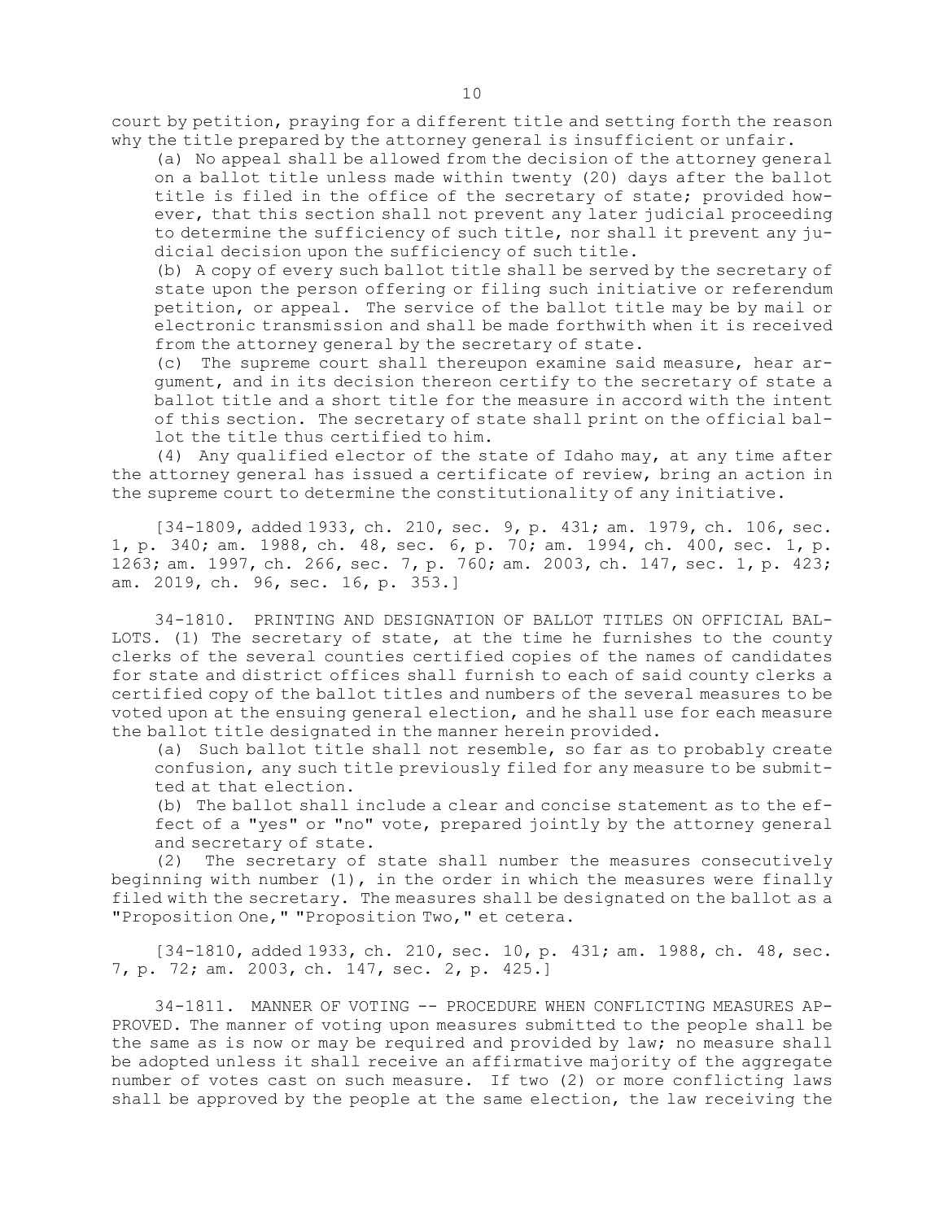court by petition, praying for a different title and setting forth the reason why the title prepared by the attorney general is insufficient or unfair.

(a) No appeal shall be allowed from the decision of the attorney general on a ballot title unless made within twenty (20) days after the ballot title is filed in the office of the secretary of state; provided however, that this section shall not prevent any later judicial proceeding to determine the sufficiency of such title, nor shall it prevent any judicial decision upon the sufficiency of such title.

(b) A copy of every such ballot title shall be served by the secretary of state upon the person offering or filing such initiative or referendum petition, or appeal. The service of the ballot title may be by mail or electronic transmission and shall be made forthwith when it is received from the attorney general by the secretary of state.

(c) The supreme court shall thereupon examine said measure, hear argument, and in its decision thereon certify to the secretary of state a ballot title and a short title for the measure in accord with the intent of this section. The secretary of state shall print on the official ballot the title thus certified to him.

(4) Any qualified elector of the state of Idaho may, at any time after the attorney general has issued a certificate of review, bring an action in the supreme court to determine the constitutionality of any initiative.

[34-1809, added 1933, ch. 210, sec. 9, p. 431; am. 1979, ch. 106, sec. 1, p. 340; am. 1988, ch. 48, sec. 6, p. 70; am. 1994, ch. 400, sec. 1, p. 1263; am. 1997, ch. 266, sec. 7, p. 760; am. 2003, ch. 147, sec. 1, p. 423; am. 2019, ch. 96, sec. 16, p. 353.]

34-1810. PRINTING AND DESIGNATION OF BALLOT TITLES ON OFFICIAL BALLOTS. (1) The secretary of state, at the time he furnishes to the county clerks of the several counties certified copies of the names of candidates for state and district offices shall furnish to each of said county clerks a certified copy of the ballot titles and numbers of the several measures to be voted upon at the ensuing general election, and he shall use for each measure the ballot title designated in the manner herein provided.

(a) Such ballot title shall not resemble, so far as to probably create confusion, any such title previously filed for any measure to be submitted at that election.

(b) The ballot shall include a clear and concise statement as to the effect of a "yes" or "no" vote, prepared jointly by the attorney general and secretary of state.

(2) The secretary of state shall number the measures consecutively beginning with number (1), in the order in which the measures were finally filed with the secretary. The measures shall be designated on the ballot as a "Proposition One," "Proposition Two," et cetera.

[34-1810, added 1933, ch. 210, sec. 10, p. 431; am. 1988, ch. 48, sec. 7, p. 72; am. 2003, ch. 147, sec. 2, p. 425.]

34-1811. MANNER OF VOTING -- PROCEDURE WHEN CONFLICTING MEASURES APPROVED. The manner of voting upon measures submitted to the people shall be the same as is now or may be required and provided by law; no measure shall be adopted unless it shall receive an affirmative majority of the aggregate number of votes cast on such measure. If two (2) or more conflicting laws shall be approved by the people at the same election, the law receiving the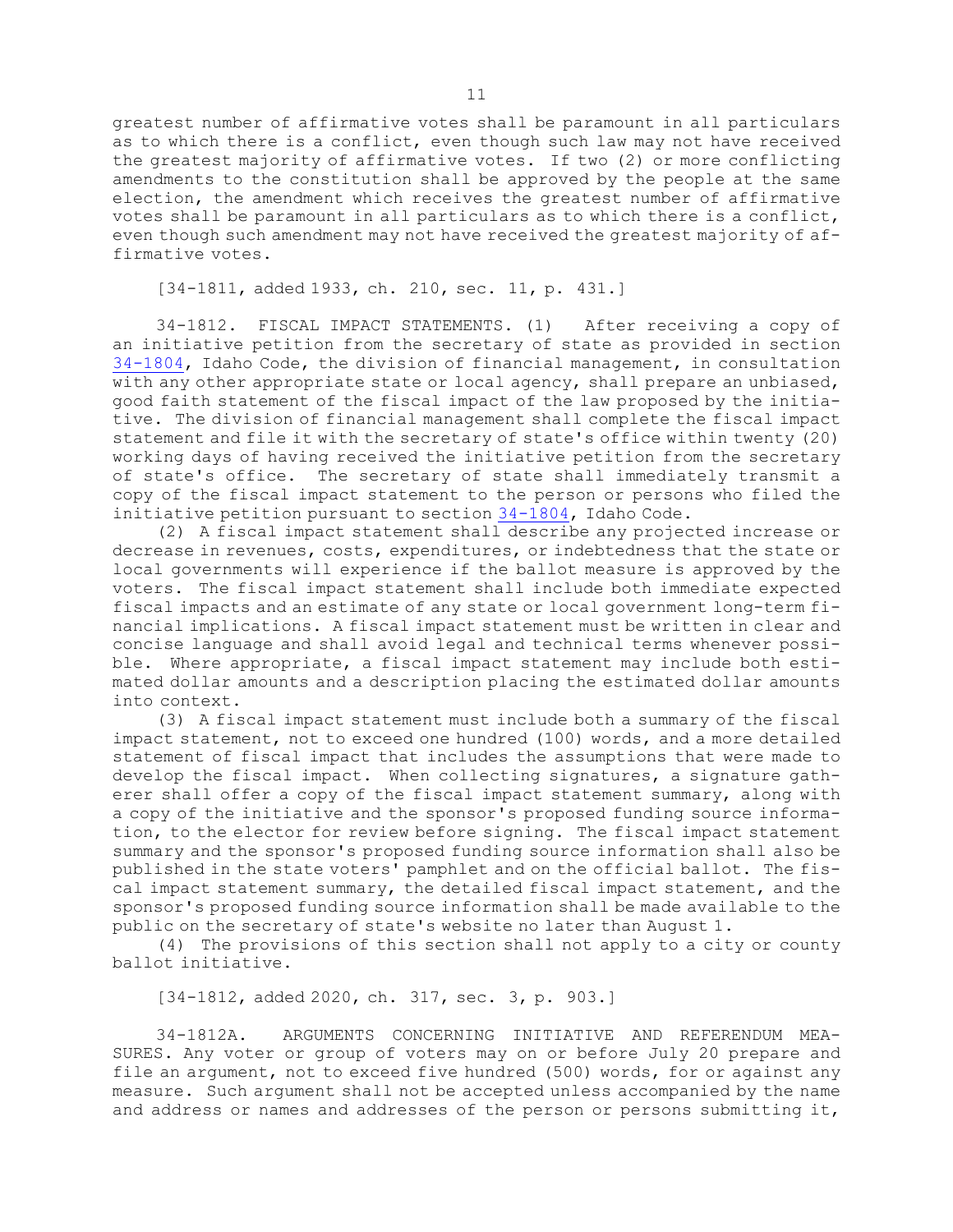greatest number of affirmative votes shall be paramount in all particulars as to which there is a conflict, even though such law may not have received the greatest majority of affirmative votes. If two (2) or more conflicting amendments to the constitution shall be approved by the people at the same election, the amendment which receives the greatest number of affirmative votes shall be paramount in all particulars as to which there is a conflict, even though such amendment may not have received the greatest majority of affirmative votes.

[34-1811, added 1933, ch. 210, sec. 11, p. 431.]

34-1812. FISCAL IMPACT STATEMENTS. (1) After receiving a copy of an initiative petition from the secretary of state as provided in section 34-1804, Idaho Code, the division of financial management, in consultation with any other appropriate state or local agency, shall prepare an unbiased, good faith statement of the fiscal impact of the law proposed by the initiative. The division of financial management shall complete the fiscal impact statement and file it with the secretary of state's office within twenty (20) working days of having received the initiative petition from the secretary of state's office. The secretary of state shall immediately transmit a copy of the fiscal impact statement to the person or persons who filed the initiative petition pursuant to section 34-1804, Idaho Code.

(2) A fiscal impact statement shall describe any projected increase or decrease in revenues, costs, expenditures, or indebtedness that the state or local governments will experience if the ballot measure is approved by the voters. The fiscal impact statement shall include both immediate expected fiscal impacts and an estimate of any state or local government long-term financial implications. A fiscal impact statement must be written in clear and concise language and shall avoid legal and technical terms whenever possible. Where appropriate, a fiscal impact statement may include both estimated dollar amounts and a description placing the estimated dollar amounts into context.

(3) A fiscal impact statement must include both a summary of the fiscal impact statement, not to exceed one hundred (100) words, and a more detailed statement of fiscal impact that includes the assumptions that were made to develop the fiscal impact. When collecting signatures, a signature gatherer shall offer a copy of the fiscal impact statement summary, along with a copy of the initiative and the sponsor's proposed funding source information, to the elector for review before signing. The fiscal impact statement summary and the sponsor's proposed funding source information shall also be published in the state voters' pamphlet and on the official ballot. The fiscal impact statement summary, the detailed fiscal impact statement, and the sponsor's proposed funding source information shall be made available to the public on the secretary of state's website no later than August 1.

(4) The provisions of this section shall not apply to a city or county ballot initiative.

[34-1812, added 2020, ch. 317, sec. 3, p. 903.]

34-1812A. ARGUMENTS CONCERNING INITIATIVE AND REFERENDUM MEASURES. Any voter or group of voters may on or before July 20 prepare and file an argument, not to exceed five hundred (500) words, for or against any measure. Such argument shall not be accepted unless accompanied by the name and address or names and addresses of the person or persons submitting it,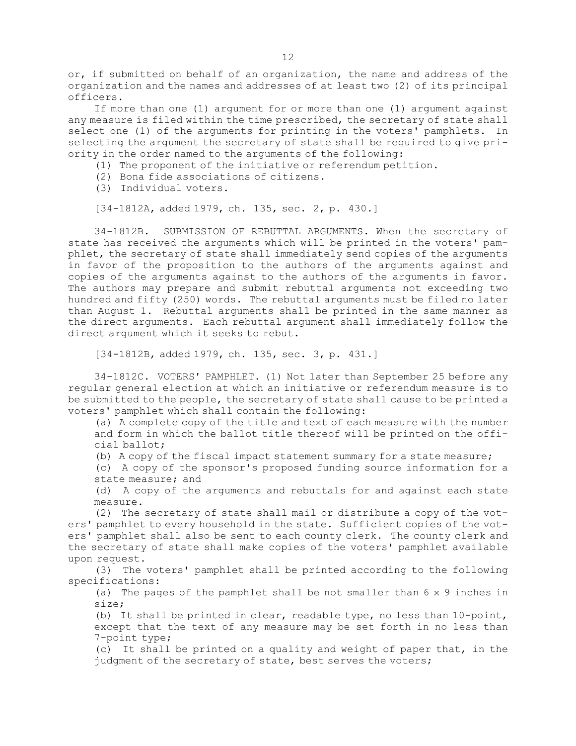or, if submitted on behalf of an organization, the name and address of the organization and the names and addresses of at least two (2) of its principal officers.

If more than one (1) argument for or more than one (1) argument against any measure is filed within the time prescribed, the secretary of state shall select one (1) of the arguments for printing in the voters' pamphlets. In selecting the argument the secretary of state shall be required to give priority in the order named to the arguments of the following:

(1) The proponent of the initiative or referendum petition.

(2) Bona fide associations of citizens.

(3) Individual voters.

[34-1812A, added 1979, ch. 135, sec. 2, p. 430.]

34-1812B. SUBMISSION OF REBUTTAL ARGUMENTS. When the secretary of state has received the arguments which will be printed in the voters' pamphlet, the secretary of state shall immediately send copies of the arguments in favor of the proposition to the authors of the arguments against and copies of the arguments against to the authors of the arguments in favor. The authors may prepare and submit rebuttal arguments not exceeding two hundred and fifty (250) words. The rebuttal arguments must be filed no later than August 1. Rebuttal arguments shall be printed in the same manner as the direct arguments. Each rebuttal argument shall immediately follow the direct argument which it seeks to rebut.

[34-1812B, added 1979, ch. 135, sec. 3, p. 431.]

34-1812C. VOTERS' PAMPHLET. (1) Not later than September 25 before any regular general election at which an initiative or referendum measure is to be submitted to the people, the secretary of state shall cause to be printed a voters' pamphlet which shall contain the following:

(a) A complete copy of the title and text of each measure with the number and form in which the ballot title thereof will be printed on the official ballot;

(b) A copy of the fiscal impact statement summary for a state measure;

(c) A copy of the sponsor's proposed funding source information for a state measure; and

(d) A copy of the arguments and rebuttals for and against each state measure.

(2) The secretary of state shall mail or distribute a copy of the voters' pamphlet to every household in the state. Sufficient copies of the voters' pamphlet shall also be sent to each county clerk. The county clerk and the secretary of state shall make copies of the voters' pamphlet available upon request.

(3) The voters' pamphlet shall be printed according to the following specifications:

(a) The pages of the pamphlet shall be not smaller than 6 x 9 inches in size;

(b) It shall be printed in clear, readable type, no less than 10-point, except that the text of any measure may be set forth in no less than 7-point type;

(c) It shall be printed on a quality and weight of paper that, in the judgment of the secretary of state, best serves the voters;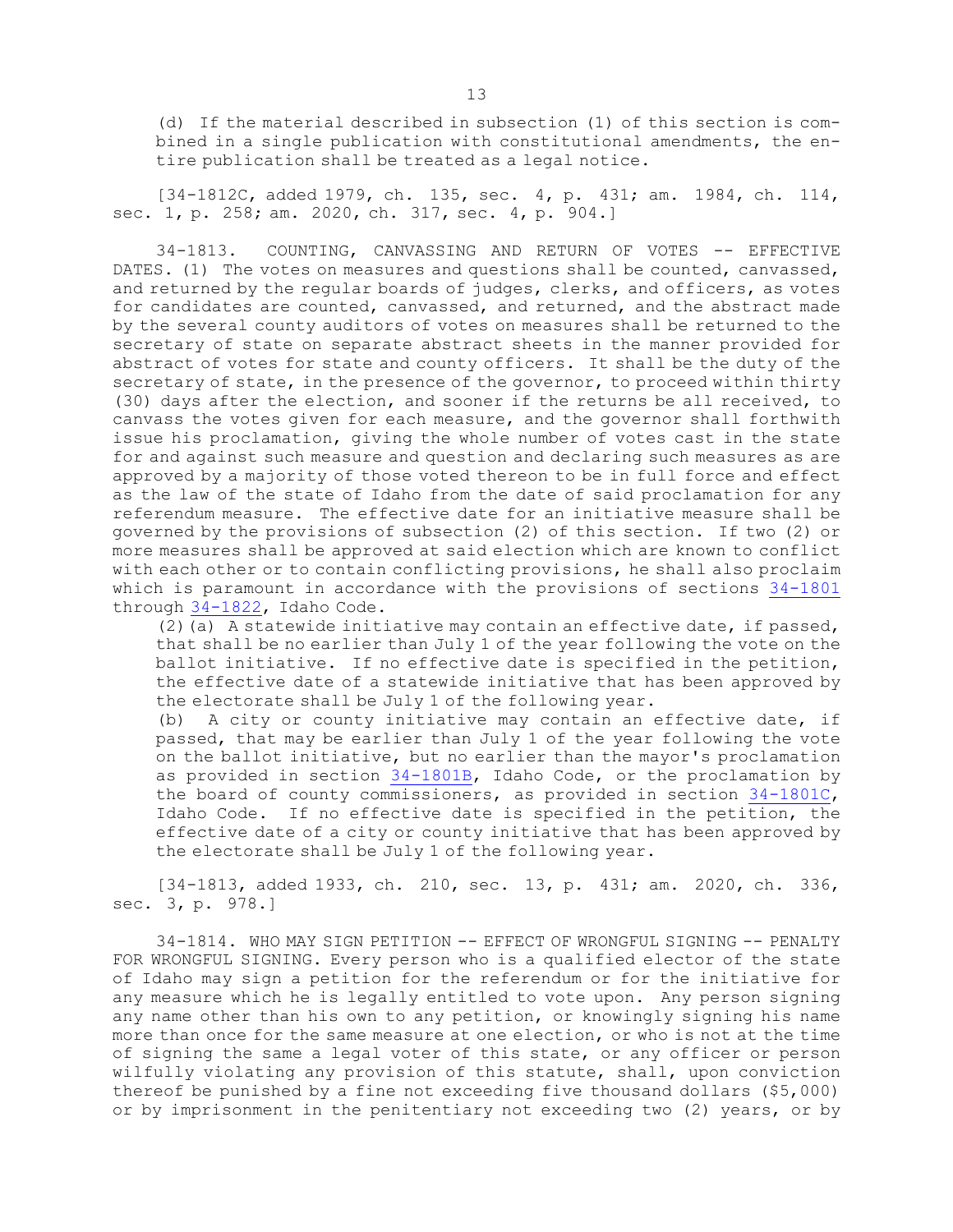(d) If the material described in subsection (1) of this section is combined in a single publication with constitutional amendments, the entire publication shall be treated as a legal notice.

[34-1812C, added 1979, ch. 135, sec. 4, p. 431; am. 1984, ch. 114, sec. 1, p. 258; am. 2020, ch. 317, sec. 4, p. 904.]

34-1813. COUNTING, CANVASSING AND RETURN OF VOTES -- EFFECTIVE DATES. (1) The votes on measures and questions shall be counted, canvassed, and returned by the regular boards of judges, clerks, and officers, as votes for candidates are counted, canvassed, and returned, and the abstract made by the several county auditors of votes on measures shall be returned to the secretary of state on separate abstract sheets in the manner provided for abstract of votes for state and county officers. It shall be the duty of the secretary of state, in the presence of the governor, to proceed within thirty (30) days after the election, and sooner if the returns be all received, to canvass the votes given for each measure, and the governor shall forthwith issue his proclamation, giving the whole number of votes cast in the state for and against such measure and question and declaring such measures as are approved by a majority of those voted thereon to be in full force and effect as the law of the state of Idaho from the date of said proclamation for any referendum measure. The effective date for an initiative measure shall be governed by the provisions of subsection (2) of this section. If two (2) or more measures shall be approved at said election which are known to conflict with each other or to contain conflicting provisions, he shall also proclaim which is paramount in accordance with the provisions of sections 34-1801 through 34-1822, Idaho Code.

(2)(a) A statewide initiative may contain an effective date, if passed, that shall be no earlier than July 1 of the year following the vote on the ballot initiative. If no effective date is specified in the petition, the effective date of a statewide initiative that has been approved by the electorate shall be July 1 of the following year.

(b) A city or county initiative may contain an effective date, if passed, that may be earlier than July 1 of the year following the vote on the ballot initiative, but no earlier than the mayor's proclamation as provided in section 34-1801B, Idaho Code, or the proclamation by the board of county commissioners, as provided in section 34-1801C, Idaho Code. If no effective date is specified in the petition, the effective date of a city or county initiative that has been approved by the electorate shall be July 1 of the following year.

[34-1813, added 1933, ch. 210, sec. 13, p. 431; am. 2020, ch. 336, sec. 3, p. 978.]

34-1814. WHO MAY SIGN PETITION -- EFFECT OF WRONGFUL SIGNING -- PENALTY FOR WRONGFUL SIGNING. Every person who is a qualified elector of the state of Idaho may sign a petition for the referendum or for the initiative for any measure which he is legally entitled to vote upon. Any person signing any name other than his own to any petition, or knowingly signing his name more than once for the same measure at one election, or who is not at the time of signing the same a legal voter of this state, or any officer or person wilfully violating any provision of this statute, shall, upon conviction thereof be punished by a fine not exceeding five thousand dollars ($5,000) or by imprisonment in the penitentiary not exceeding two (2) years, or by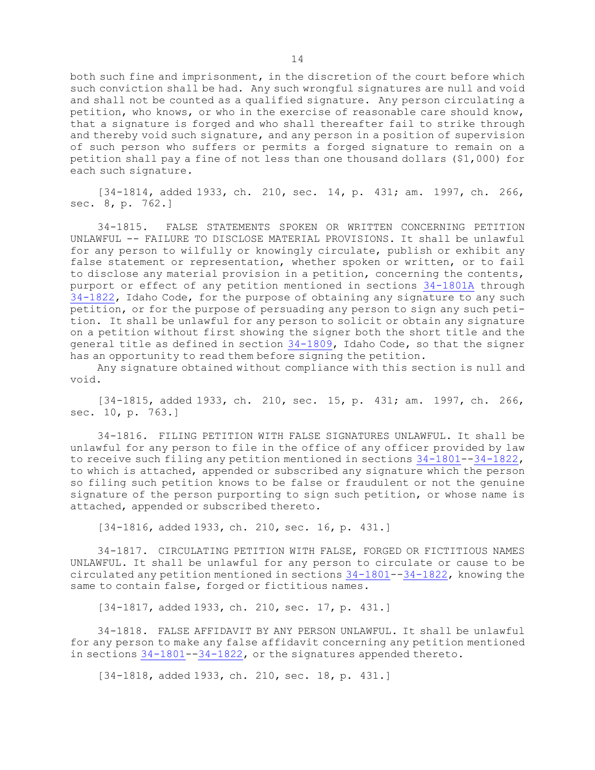both such fine and imprisonment, in the discretion of the court before which such conviction shall be had. Any such wrongful signatures are null and void and shall not be counted as a qualified signature. Any person circulating a petition, who knows, or who in the exercise of reasonable care should know, that a signature is forged and who shall thereafter fail to strike through and thereby void such signature, and any person in a position of supervision of such person who suffers or permits a forged signature to remain on a petition shall pay a fine of not less than one thousand dollars ($1,000) for each such signature.

[34-1814, added 1933, ch. 210, sec. 14, p. 431; am. 1997, ch. 266, sec. 8, p. 762.]

34-1815. FALSE STATEMENTS SPOKEN OR WRITTEN CONCERNING PETITION UNLAWFUL -- FAILURE TO DISCLOSE MATERIAL PROVISIONS. It shall be unlawful for any person to wilfully or knowingly circulate, publish or exhibit any false statement or representation, whether spoken or written, or to fail to disclose any material provision in a petition, concerning the contents, purport or effect of any petition mentioned in sections 34-1801A through 34-1822, Idaho Code, for the purpose of obtaining any signature to any such petition, or for the purpose of persuading any person to sign any such petition. It shall be unlawful for any person to solicit or obtain any signature on a petition without first showing the signer both the short title and the general title as defined in section 34-1809, Idaho Code, so that the signer has an opportunity to read them before signing the petition.

Any signature obtained without compliance with this section is null and void.

[34-1815, added 1933, ch. 210, sec. 15, p. 431; am. 1997, ch. 266, sec. 10, p. 763.]

34-1816. FILING PETITION WITH FALSE SIGNATURES UNLAWFUL. It shall be unlawful for any person to file in the office of any officer provided by law to receive such filing any petition mentioned in sections 34-1801--34-1822, to which is attached, appended or subscribed any signature which the person so filing such petition knows to be false or fraudulent or not the genuine signature of the person purporting to sign such petition, or whose name is attached, appended or subscribed thereto.

[34-1816, added 1933, ch. 210, sec. 16, p. 431.]

34-1817. CIRCULATING PETITION WITH FALSE, FORGED OR FICTITIOUS NAMES UNLAWFUL. It shall be unlawful for any person to circulate or cause to be circulated any petition mentioned in sections 34-1801--34-1822, knowing the same to contain false, forged or fictitious names.

[34-1817, added 1933, ch. 210, sec. 17, p. 431.]

34-1818. FALSE AFFIDAVIT BY ANY PERSON UNLAWFUL. It shall be unlawful for any person to make any false affidavit concerning any petition mentioned in sections 34-1801--34-1822, or the signatures appended thereto.

[34-1818, added 1933, ch. 210, sec. 18, p. 431.]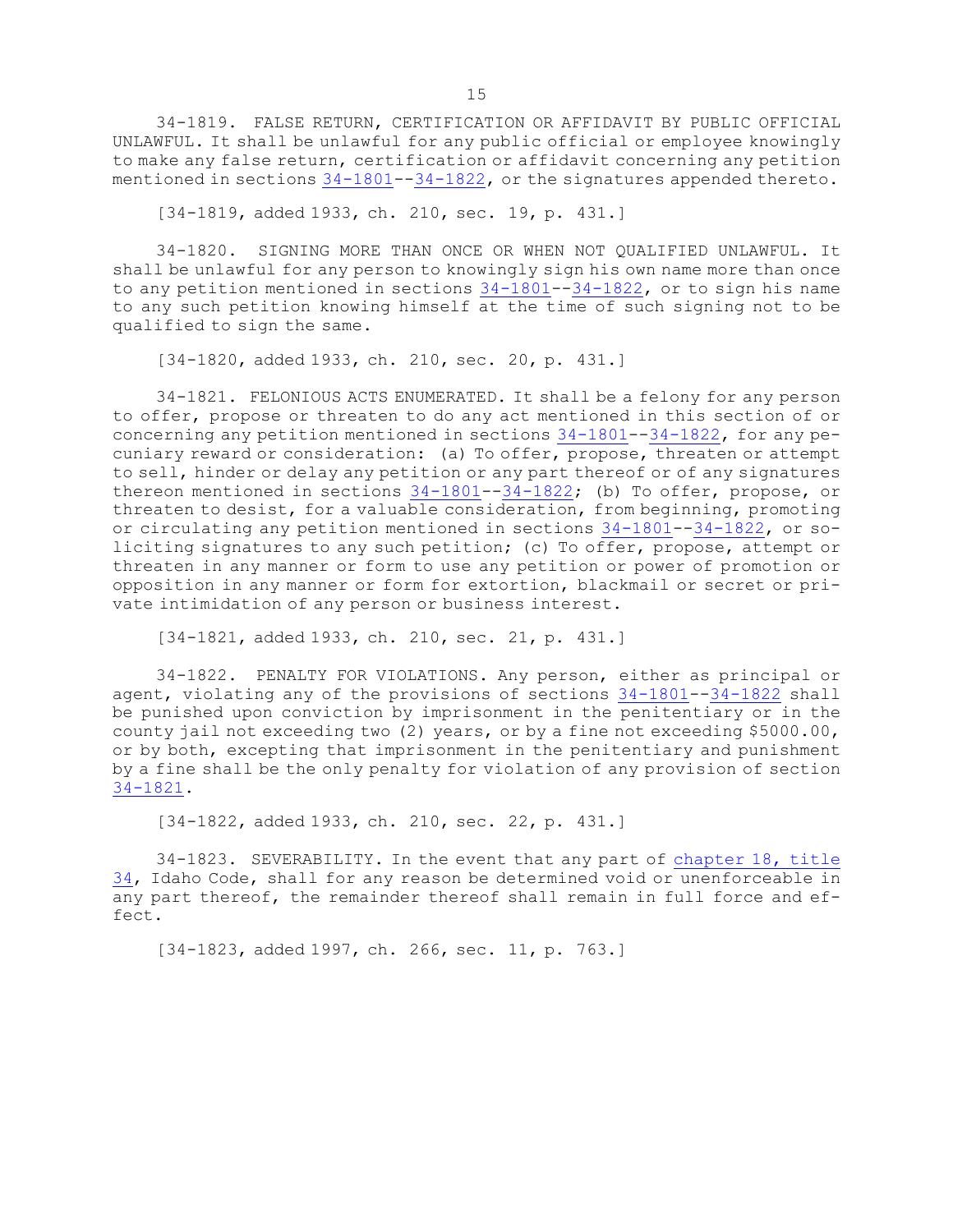34-1819. FALSE RETURN, CERTIFICATION OR AFFIDAVIT BY PUBLIC OFFICIAL UNLAWFUL. It shall be unlawful for any public official or employee knowingly to make any false return, certification or affidavit concerning any petition mentioned in sections 34-1801--34-1822, or the signatures appended thereto.

[34-1819, added 1933, ch. 210, sec. 19, p. 431.]

34-1820. SIGNING MORE THAN ONCE OR WHEN NOT QUALIFIED UNLAWFUL. It shall be unlawful for any person to knowingly sign his own name more than once to any petition mentioned in sections 34-1801--34-1822, or to sign his name to any such petition knowing himself at the time of such signing not to be qualified to sign the same.

[34-1820, added 1933, ch. 210, sec. 20, p. 431.]

34-1821. FELONIOUS ACTS ENUMERATED. It shall be a felony for any person to offer, propose or threaten to do any act mentioned in this section of or concerning any petition mentioned in sections 34-1801--34-1822, for any pecuniary reward or consideration: (a) To offer, propose, threaten or attempt to sell, hinder or delay any petition or any part thereof or of any signatures thereon mentioned in sections 34-1801--34-1822; (b) To offer, propose, or threaten to desist, for a valuable consideration, from beginning, promoting or circulating any petition mentioned in sections 34-1801--34-1822, or soliciting signatures to any such petition; (c) To offer, propose, attempt or threaten in any manner or form to use any petition or power of promotion or opposition in any manner or form for extortion, blackmail or secret or private intimidation of any person or business interest.

[34-1821, added 1933, ch. 210, sec. 21, p. 431.]

34-1822. PENALTY FOR VIOLATIONS. Any person, either as principal or agent, violating any of the provisions of sections 34-1801--34-1822 shall be punished upon conviction by imprisonment in the penitentiary or in the county jail not exceeding two (2) years, or by a fine not exceeding $5000.00, or by both, excepting that imprisonment in the penitentiary and punishment by a fine shall be the only penalty for violation of any provision of section 34-1821.

[34-1822, added 1933, ch. 210, sec. 22, p. 431.]

34-1823. SEVERABILITY. In the event that any part of chapter 18, title 34, Idaho Code, shall for any reason be determined void or unenforceable in any part thereof, the remainder thereof shall remain in full force and effect.

[34-1823, added 1997, ch. 266, sec. 11, p. 763.]